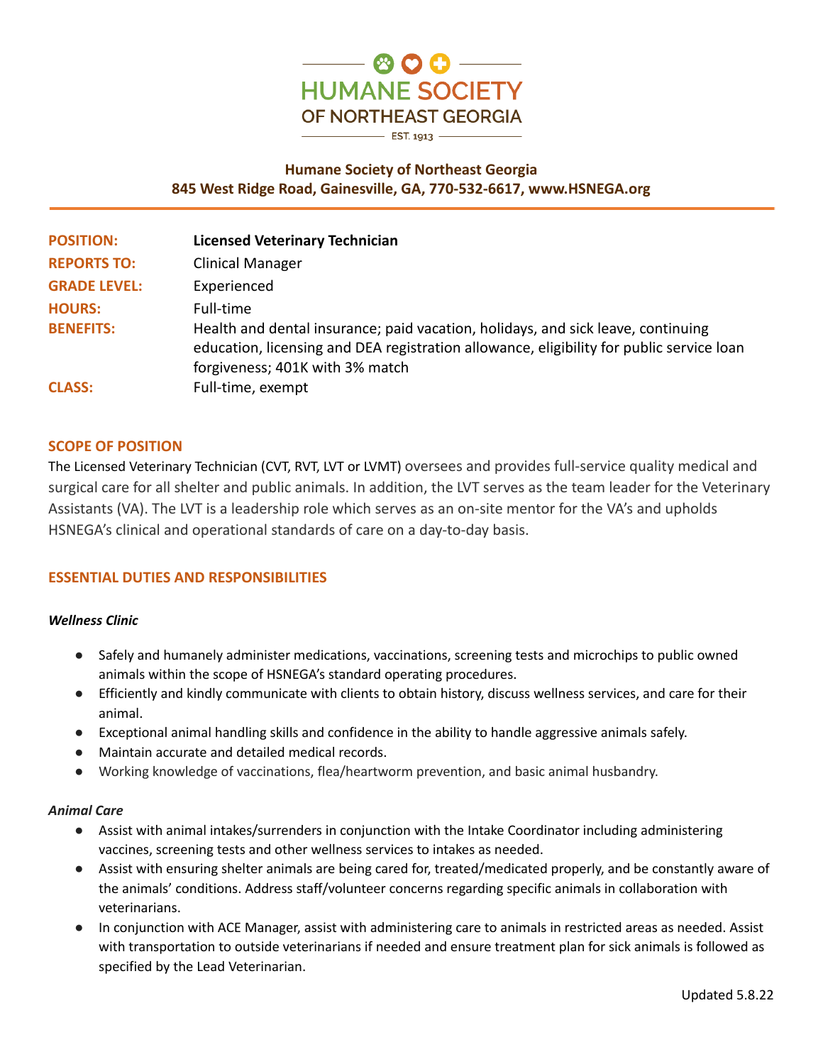**HUMANE SOCIETY OF NORTHEAST GEORGIA**

EST. 1913

**Humane Society of Northeast Georgia**
**845 West Ridge Road, Gainesville, GA, 770-532-6617, www.HSNEGA.org**

| | |
|---|---|
| **POSITION:** | **Licensed Veterinary Technician** |
| **REPORTS TO:** | Clinical Manager |
| **GRADE LEVEL:** | Experienced |
| **HOURS:** | Full-time |
| **BENEFITS:** | Health and dental insurance; paid vacation, holidays, and sick leave, continuing education, licensing and DEA registration allowance, eligibility for public service loan forgiveness; 401K with 3% match |
| **CLASS:** | Full-time, exempt |

## SCOPE OF POSITION

The Licensed Veterinary Technician (CVT, RVT, LVT or LVMT) oversees and provides full-service quality medical and surgical care for all shelter and public animals. In addition, the LVT serves as the team leader for the Veterinary Assistants (VA). The LVT is a leadership role which serves as an on-site mentor for the VA's and upholds HSNEGA's clinical and operational standards of care on a day-to-day basis.

## ESSENTIAL DUTIES AND RESPONSIBILITIES

### *Wellness Clinic*

- Safely and humanely administer medications, vaccinations, screening tests and microchips to public owned animals within the scope of HSNEGA's standard operating procedures.
- Efficiently and kindly communicate with clients to obtain history, discuss wellness services, and care for their animal.
- Exceptional animal handling skills and confidence in the ability to handle aggressive animals safely.
- Maintain accurate and detailed medical records.
- Working knowledge of vaccinations, flea/heartworm prevention, and basic animal husbandry.

### *Animal Care*

- Assist with animal intakes/surrenders in conjunction with the Intake Coordinator including administering vaccines, screening tests and other wellness services to intakes as needed.
- Assist with ensuring shelter animals are being cared for, treated/medicated properly, and be constantly aware of the animals' conditions. Address staff/volunteer concerns regarding specific animals in collaboration with veterinarians.
- In conjunction with ACE Manager, assist with administering care to animals in restricted areas as needed. Assist with transportation to outside veterinarians if needed and ensure treatment plan for sick animals is followed as specified by the Lead Veterinarian.

Updated 5.8.22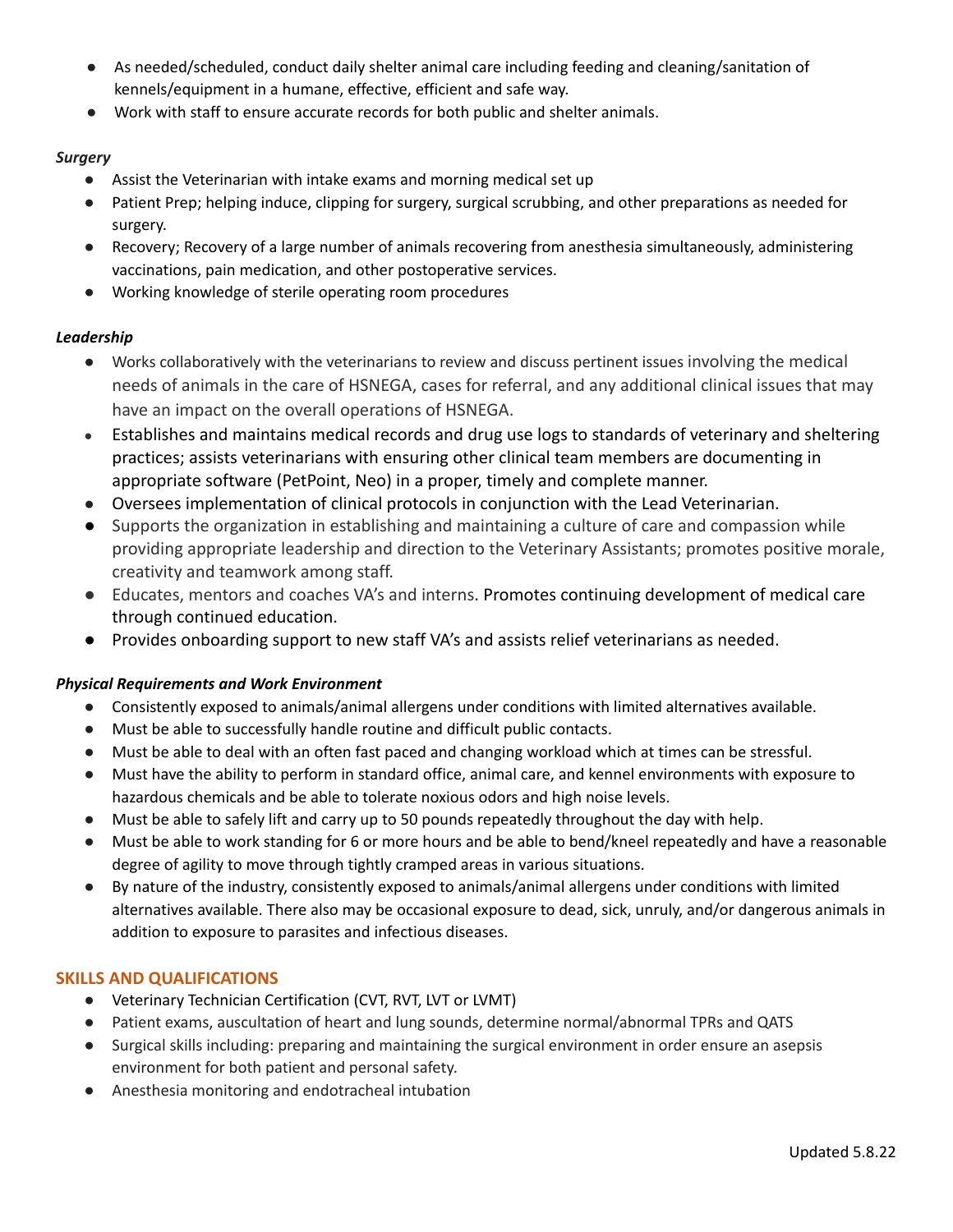- As needed/scheduled, conduct daily shelter animal care including feeding and cleaning/sanitation of kennels/equipment in a humane, effective, efficient and safe way.
- Work with staff to ensure accurate records for both public and shelter animals.

***Surgery***

- Assist the Veterinarian with intake exams and morning medical set up
- Patient Prep; helping induce, clipping for surgery, surgical scrubbing, and other preparations as needed for surgery.
- Recovery; Recovery of a large number of animals recovering from anesthesia simultaneously, administering vaccinations, pain medication, and other postoperative services.
- Working knowledge of sterile operating room procedures

***Leadership***

- Works collaboratively with the veterinarians to review and discuss pertinent issues involving the medical needs of animals in the care of HSNEGA, cases for referral, and any additional clinical issues that may have an impact on the overall operations of HSNEGA.
- Establishes and maintains medical records and drug use logs to standards of veterinary and sheltering practices; assists veterinarians with ensuring other clinical team members are documenting in appropriate software (PetPoint, Neo) in a proper, timely and complete manner.
- Oversees implementation of clinical protocols in conjunction with the Lead Veterinarian.
- Supports the organization in establishing and maintaining a culture of care and compassion while providing appropriate leadership and direction to the Veterinary Assistants; promotes positive morale, creativity and teamwork among staff.
- Educates, mentors and coaches VA's and interns. Promotes continuing development of medical care through continued education.
- Provides onboarding support to new staff VA's and assists relief veterinarians as needed.

***Physical Requirements and Work Environment***

- Consistently exposed to animals/animal allergens under conditions with limited alternatives available.
- Must be able to successfully handle routine and difficult public contacts.
- Must be able to deal with an often fast paced and changing workload which at times can be stressful.
- Must have the ability to perform in standard office, animal care, and kennel environments with exposure to hazardous chemicals and be able to tolerate noxious odors and high noise levels.
- Must be able to safely lift and carry up to 50 pounds repeatedly throughout the day with help.
- Must be able to work standing for 6 or more hours and be able to bend/kneel repeatedly and have a reasonable degree of agility to move through tightly cramped areas in various situations.
- By nature of the industry, consistently exposed to animals/animal allergens under conditions with limited alternatives available. There also may be occasional exposure to dead, sick, unruly, and/or dangerous animals in addition to exposure to parasites and infectious diseases.

## SKILLS AND QUALIFICATIONS

- Veterinary Technician Certification (CVT, RVT, LVT or LVMT)
- Patient exams, auscultation of heart and lung sounds, determine normal/abnormal TPRs and QATS
- Surgical skills including: preparing and maintaining the surgical environment in order ensure an asepsis environment for both patient and personal safety.
- Anesthesia monitoring and endotracheal intubation

Updated 5.8.22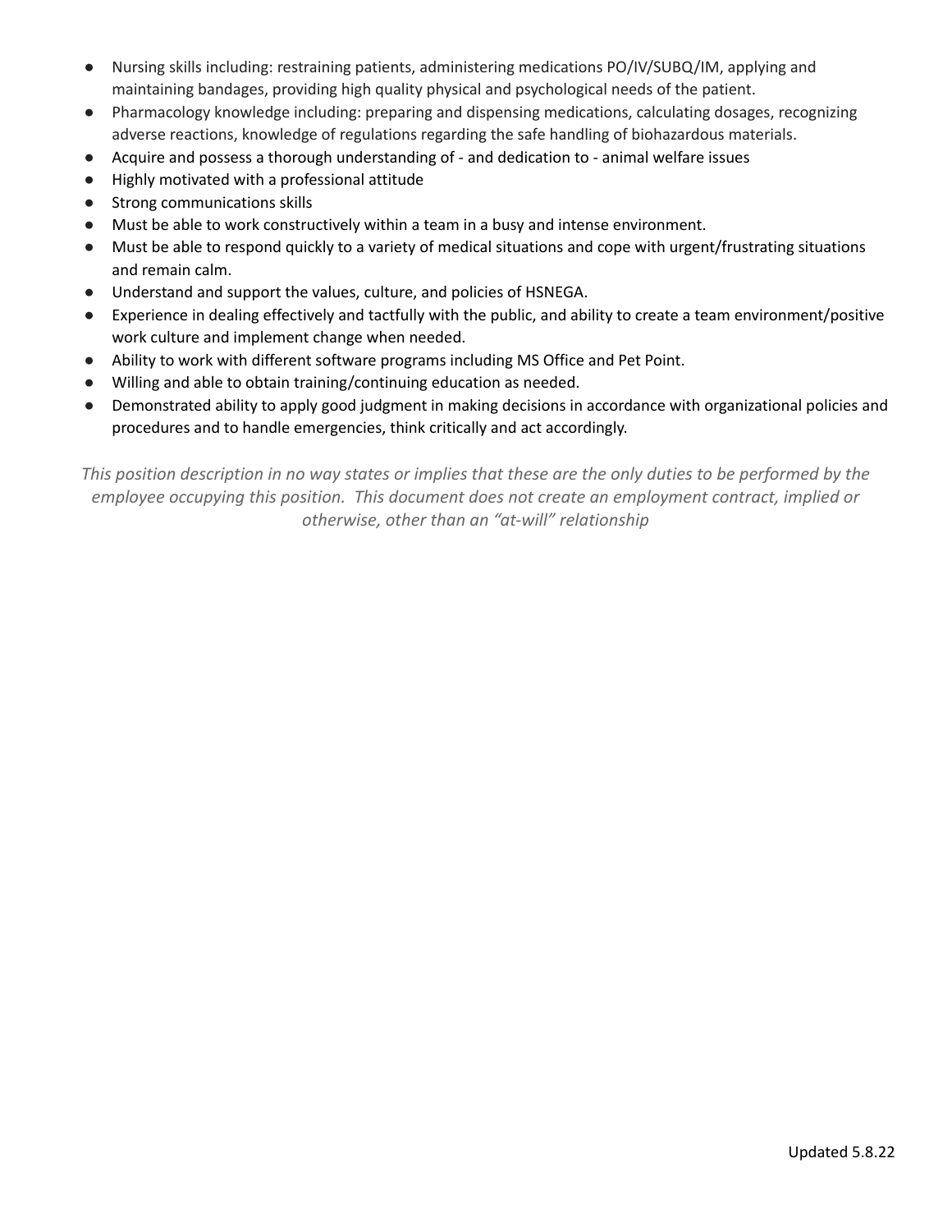- Nursing skills including: restraining patients, administering medications PO/IV/SUBQ/IM, applying and maintaining bandages, providing high quality physical and psychological needs of the patient.
- Pharmacology knowledge including: preparing and dispensing medications, calculating dosages, recognizing adverse reactions, knowledge of regulations regarding the safe handling of biohazardous materials.
- Acquire and possess a thorough understanding of - and dedication to - animal welfare issues
- Highly motivated with a professional attitude
- Strong communications skills
- Must be able to work constructively within a team in a busy and intense environment.
- Must be able to respond quickly to a variety of medical situations and cope with urgent/frustrating situations and remain calm.
- Understand and support the values, culture, and policies of HSNEGA.
- Experience in dealing effectively and tactfully with the public, and ability to create a team environment/positive work culture and implement change when needed.
- Ability to work with different software programs including MS Office and Pet Point.
- Willing and able to obtain training/continuing education as needed.
- Demonstrated ability to apply good judgment in making decisions in accordance with organizational policies and procedures and to handle emergencies, think critically and act accordingly.

*This position description in no way states or implies that these are the only duties to be performed by the employee occupying this position. This document does not create an employment contract, implied or otherwise, other than an "at-will" relationship*

Updated 5.8.22